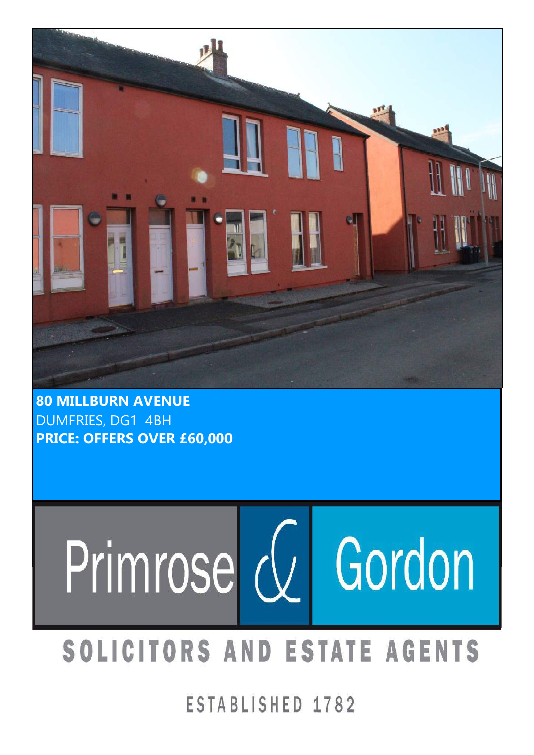**80 MILLBURN AVENUE**
DUMFRIES, DG1 4BH
**PRICE: OFFERS OVER £60,000**

Primrose & Gordon

SOLICITORS AND ESTATE AGENTS

ESTABLISHED 1782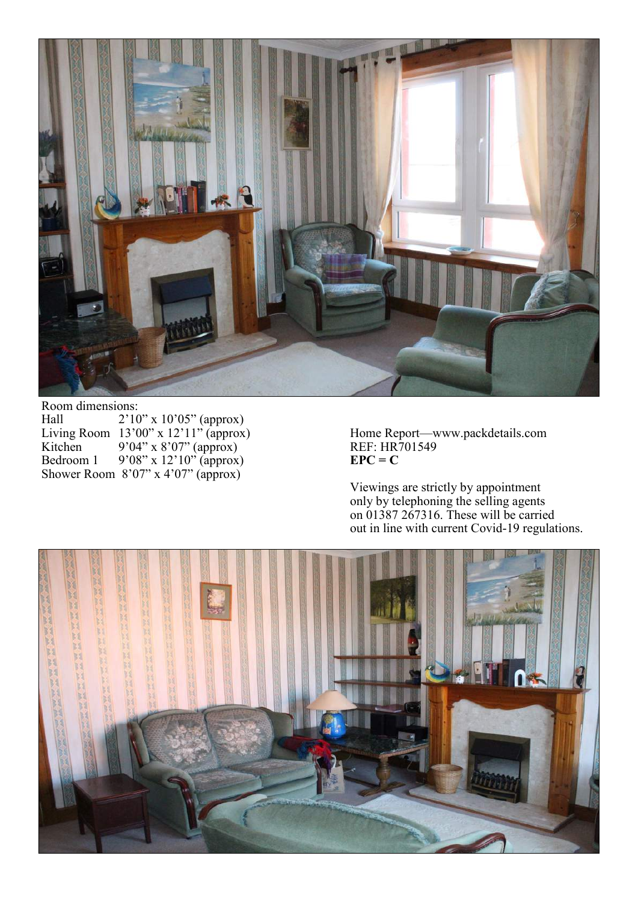Room dimensions:

| | |
|---|---|
| Hall | 2'10" x 10'05" (approx) |
| Living Room | 13'00" x 12'11" (approx) |
| Kitchen | 9'04" x 8'07" (approx) |
| Bedroom 1 | 9'08" x 12'10" (approx) |
| Shower Room | 8'07" x 4'07" (approx) |

Home Report—www.packdetails.com
REF: HR701549
**EPC = C**

Viewings are strictly by appointment only by telephoning the selling agents on 01387 267316. These will be carried out in line with current Covid-19 regulations.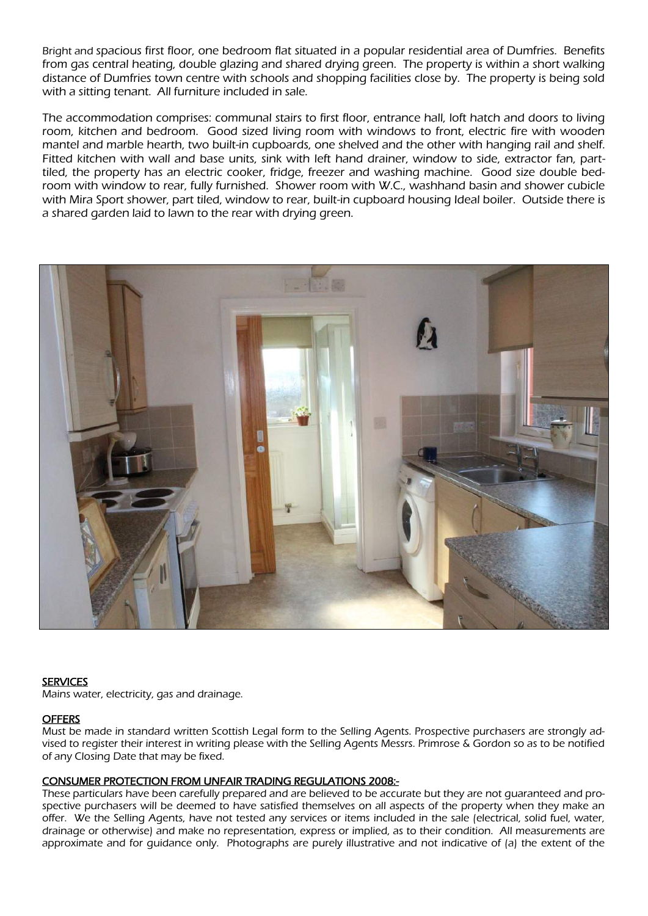Bright and spacious first floor, one bedroom flat situated in a popular residential area of Dumfries. Benefits from gas central heating, double glazing and shared drying green. The property is within a short walking distance of Dumfries town centre with schools and shopping facilities close by. The property is being sold with a sitting tenant. All furniture included in sale.

The accommodation comprises: communal stairs to first floor, entrance hall, loft hatch and doors to living room, kitchen and bedroom. Good sized living room with windows to front, electric fire with wooden mantel and marble hearth, two built-in cupboards, one shelved and the other with hanging rail and shelf. Fitted kitchen with wall and base units, sink with left hand drainer, window to side, extractor fan, part-tiled, the property has an electric cooker, fridge, freezer and washing machine. Good size double bedroom with window to rear, fully furnished. Shower room with W.C., washhand basin and shower cubicle with Mira Sport shower, part tiled, window to rear, built-in cupboard housing Ideal boiler. Outside there is a shared garden laid to lawn to the rear with drying green.

## SERVICES

Mains water, electricity, gas and drainage.

## OFFERS

Must be made in standard written Scottish Legal form to the Selling Agents. Prospective purchasers are strongly advised to register their interest in writing please with the Selling Agents Messrs. Primrose & Gordon so as to be notified of any Closing Date that may be fixed.

## CONSUMER PROTECTION FROM UNFAIR TRADING REGULATIONS 2008:-

These particulars have been carefully prepared and are believed to be accurate but they are not guaranteed and prospective purchasers will be deemed to have satisfied themselves on all aspects of the property when they make an offer. We the Selling Agents, have not tested any services or items included in the sale (electrical, solid fuel, water, drainage or otherwise) and make no representation, express or implied, as to their condition. All measurements are approximate and for guidance only. Photographs are purely illustrative and not indicative of (a) the extent of the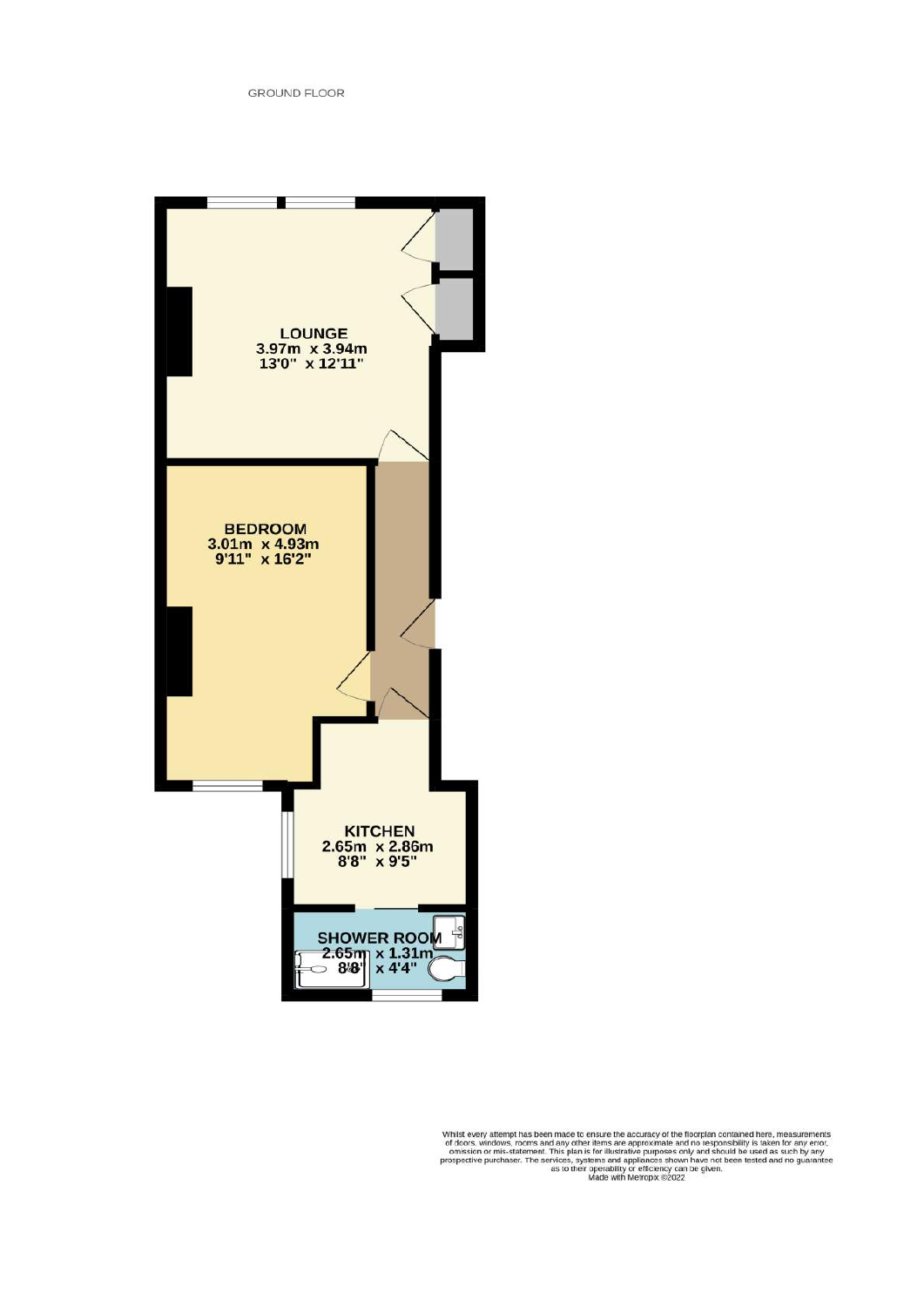GROUND FLOOR

LOUNGE
3.97m x 3.94m
13'0" x 12'11"

BEDROOM
3.01m x 4.93m
9'11" x 16'2"

KITCHEN
2.65m x 2.86m
8'8" x 9'5"

SHOWER ROOM
2.65m x 1.31m
8'8" x 4'4"

Whilst every attempt has been made to ensure the accuracy of the floorplan contained here, measurements of doors, windows, rooms and any other items are approximate and no responsibility is taken for any error, omission or mis-statement. This plan is for illustrative purposes only and should be used as such by any prospective purchaser. The services, systems and appliances shown have not been tested and no guarantee as to their operability or efficiency can be given.
Made with Metropix ©2022